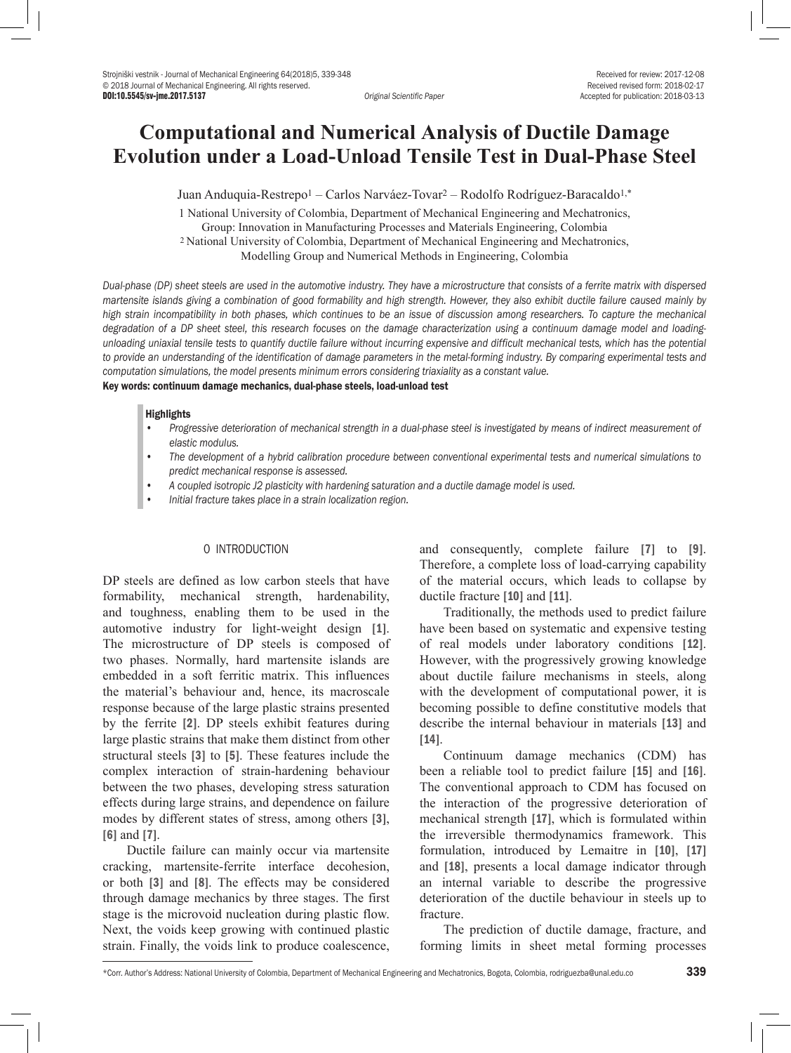Received for review: 2017-12-08
Received revised form: 2018-02-17
Accepted for publication: 2018-03-13

DOI:10.5545/sv-jme.2017.5137

*Original Scientific Paper*

# Computational and Numerical Analysis of Ductile Damage Evolution under a Load-Unload Tensile Test in Dual-Phase Steel

Juan Anduquia-Restrepo[1] – Carlos Narváez-Tovar[2] – Rodolfo Rodríguez-Baracaldo[1,*]

[1] National University of Colombia, Department of Mechanical Engineering and Mechatronics, Group: Innovation in Manufacturing Processes and Materials Engineering, Colombia

[2] National University of Colombia, Department of Mechanical Engineering and Mechatronics, Modelling Group and Numerical Methods in Engineering, Colombia

*Dual-phase (DP) sheet steels are used in the automotive industry. They have a microstructure that consists of a ferrite matrix with dispersed martensite islands giving a combination of good formability and high strength. However, they also exhibit ductile failure caused mainly by high strain incompatibility in both phases, which continues to be an issue of discussion among researchers. To capture the mechanical degradation of a DP sheet steel, this research focuses on the damage characterization using a continuum damage model and loading-unloading uniaxial tensile tests to quantify ductile failure without incurring expensive and difficult mechanical tests, which has the potential to provide an understanding of the identification of damage parameters in the metal-forming industry. By comparing experimental tests and computation simulations, the model presents minimum errors considering triaxiality as a constant value.*

**Key words: continuum damage mechanics, dual-phase steels, load-unload test**

**Highlights**

- *Progressive deterioration of mechanical strength in a dual-phase steel is investigated by means of indirect measurement of elastic modulus.*
- *The development of a hybrid calibration procedure between conventional experimental tests and numerical simulations to predict mechanical response is assessed.*
- *A coupled isotropic J2 plasticity with hardening saturation and a ductile damage model is used.*
- *Initial fracture takes place in a strain localization region.*

## 0 INTRODUCTION

DP steels are defined as low carbon steels that have formability, mechanical strength, hardenability, and toughness, enabling them to be used in the automotive industry for light-weight design **[1]**. The microstructure of DP steels is composed of two phases. Normally, hard martensite islands are embedded in a soft ferritic matrix. This influences the material's behaviour and, hence, its macroscale response because of the large plastic strains presented by the ferrite **[2]**. DP steels exhibit features during large plastic strains that make them distinct from other structural steels **[3]** to **[5]**. These features include the complex interaction of strain-hardening behaviour between the two phases, developing stress saturation effects during large strains, and dependence on failure modes by different states of stress, among others **[3]**, **[6]** and **[7]**.

Ductile failure can mainly occur via martensite cracking, martensite-ferrite interface decohesion, or both **[3]** and **[8]**. The effects may be considered through damage mechanics by three stages. The first stage is the microvoid nucleation during plastic flow. Next, the voids keep growing with continued plastic strain. Finally, the voids link to produce coalescence, and consequently, complete failure **[7]** to **[9]**. Therefore, a complete loss of load-carrying capability of the material occurs, which leads to collapse by ductile fracture **[10]** and **[11]**.

Traditionally, the methods used to predict failure have been based on systematic and expensive testing of real models under laboratory conditions **[12]**. However, with the progressively growing knowledge about ductile failure mechanisms in steels, along with the development of computational power, it is becoming possible to define constitutive models that describe the internal behaviour in materials **[13]** and **[14]**.

Continuum damage mechanics (CDM) has been a reliable tool to predict failure **[15]** and **[16]**. The conventional approach to CDM has focused on the interaction of the progressive deterioration of mechanical strength **[17]**, which is formulated within the irreversible thermodynamics framework. This formulation, introduced by Lemaitre in **[10]**, **[17]** and **[18]**, presents a local damage indicator through an internal variable to describe the progressive deterioration of the ductile behaviour in steels up to fracture.

The prediction of ductile damage, fracture, and forming limits in sheet metal forming processes

*Corr. Author's Address: National University of Colombia, Department of Mechanical Engineering and Mechatronics, Bogota, Colombia, rodriguezba@unal.edu.co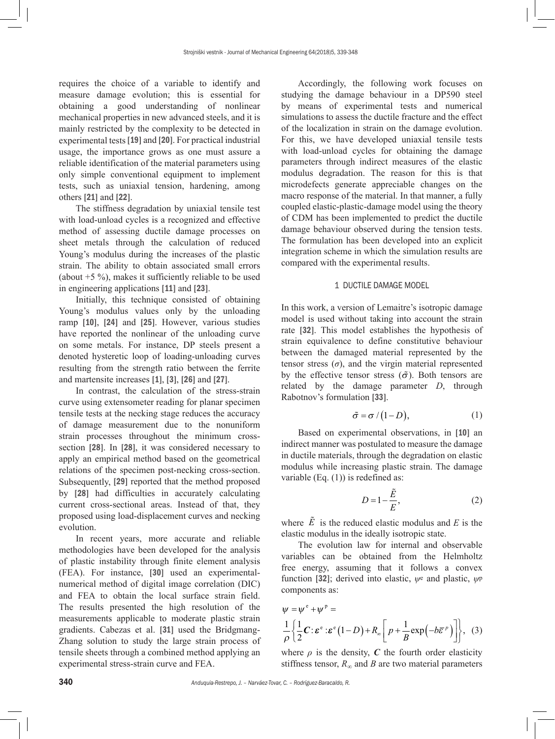requires the choice of a variable to identify and measure damage evolution; this is essential for obtaining a good understanding of nonlinear mechanical properties in new advanced steels, and it is mainly restricted by the complexity to be detected in experimental tests [19] and [20]. For practical industrial usage, the importance grows as one must assure a reliable identification of the material parameters using only simple conventional equipment to implement tests, such as uniaxial tension, hardening, among others [21] and [22].

The stiffness degradation by uniaxial tensile test with load-unload cycles is a recognized and effective method of assessing ductile damage processes on sheet metals through the calculation of reduced Young's modulus during the increases of the plastic strain. The ability to obtain associated small errors (about +5 %), makes it sufficiently reliable to be used in engineering applications [11] and [23].

Initially, this technique consisted of obtaining Young's modulus values only by the unloading ramp [10], [24] and [25]. However, various studies have reported the nonlinear of the unloading curve on some metals. For instance, DP steels present a denoted hysteretic loop of loading-unloading curves resulting from the strength ratio between the ferrite and martensite increases [1], [3], [26] and [27].

In contrast, the calculation of the stress-strain curve using extensometer reading for planar specimen tensile tests at the necking stage reduces the accuracy of damage measurement due to the nonuniform strain processes throughout the minimum cross-section [28]. In [28], it was considered necessary to apply an empirical method based on the geometrical relations of the specimen post-necking cross-section. Subsequently, [29] reported that the method proposed by [28] had difficulties in accurately calculating current cross-sectional areas. Instead of that, they proposed using load-displacement curves and necking evolution.

In recent years, more accurate and reliable methodologies have been developed for the analysis of plastic instability through finite element analysis (FEA). For instance, [30] used an experimental-numerical method of digital image correlation (DIC) and FEA to obtain the local surface strain field. The results presented the high resolution of the measurements applicable to moderate plastic strain gradients. Cabezas et al. [31] used the Bridgmang-Zhang solution to study the large strain process of tensile sheets through a combined method applying an experimental stress-strain curve and FEA.

Accordingly, the following work focuses on studying the damage behaviour in a DP590 steel by means of experimental tests and numerical simulations to assess the ductile fracture and the effect of the localization in strain on the damage evolution. For this, we have developed uniaxial tensile tests with load-unload cycles for obtaining the damage parameters through indirect measures of the elastic modulus degradation. The reason for this is that microdefects generate appreciable changes on the macro response of the material. In that manner, a fully coupled elastic-plastic-damage model using the theory of CDM has been implemented to predict the ductile damage behaviour observed during the tension tests. The formulation has been developed into an explicit integration scheme in which the simulation results are compared with the experimental results.

## 1 DUCTILE DAMAGE MODEL

In this work, a version of Lemaitre's isotropic damage model is used without taking into account the strain rate [32]. This model establishes the hypothesis of strain equivalence to define constitutive behaviour between the damaged material represented by the tensor stress ($\sigma$), and the virgin material represented by the effective tensor stress ($\tilde{\sigma}$). Both tensors are related by the damage parameter $D$, through Rabotnov's formulation [33].

$$\tilde{\sigma} = \sigma / (1 - D), \tag{1}$$

Based on experimental observations, in [10] an indirect manner was postulated to measure the damage in ductile materials, through the degradation on elastic modulus while increasing plastic strain. The damage variable (Eq. (1)) is redefined as:

$$D = 1 - \frac{\tilde{E}}{E}, \tag{2}$$

where $\tilde{E}$ is the reduced elastic modulus and $E$ is the elastic modulus in the ideally isotropic state.

The evolution law for internal and observable variables can be obtained from the Helmholtz free energy, assuming that it follows a convex function [32]; derived into elastic, $\psi^e$ and plastic, $\psi^p$ components as:

$$\psi = \psi^e + \psi^p = \frac{1}{\rho}\left\{\frac{1}{2}\boldsymbol{C} : \boldsymbol{\varepsilon}^e : \boldsymbol{\varepsilon}^e (1 - D) + R_\infty \left[p + \frac{1}{B}\exp\left(-b\bar{\varepsilon}^p\right)\right]\right\}, \tag{3}$$

where $\rho$ is the density, $\boldsymbol{C}$ the fourth order elasticity stiffness tensor, $R_\infty$ and $B$ are two material parameters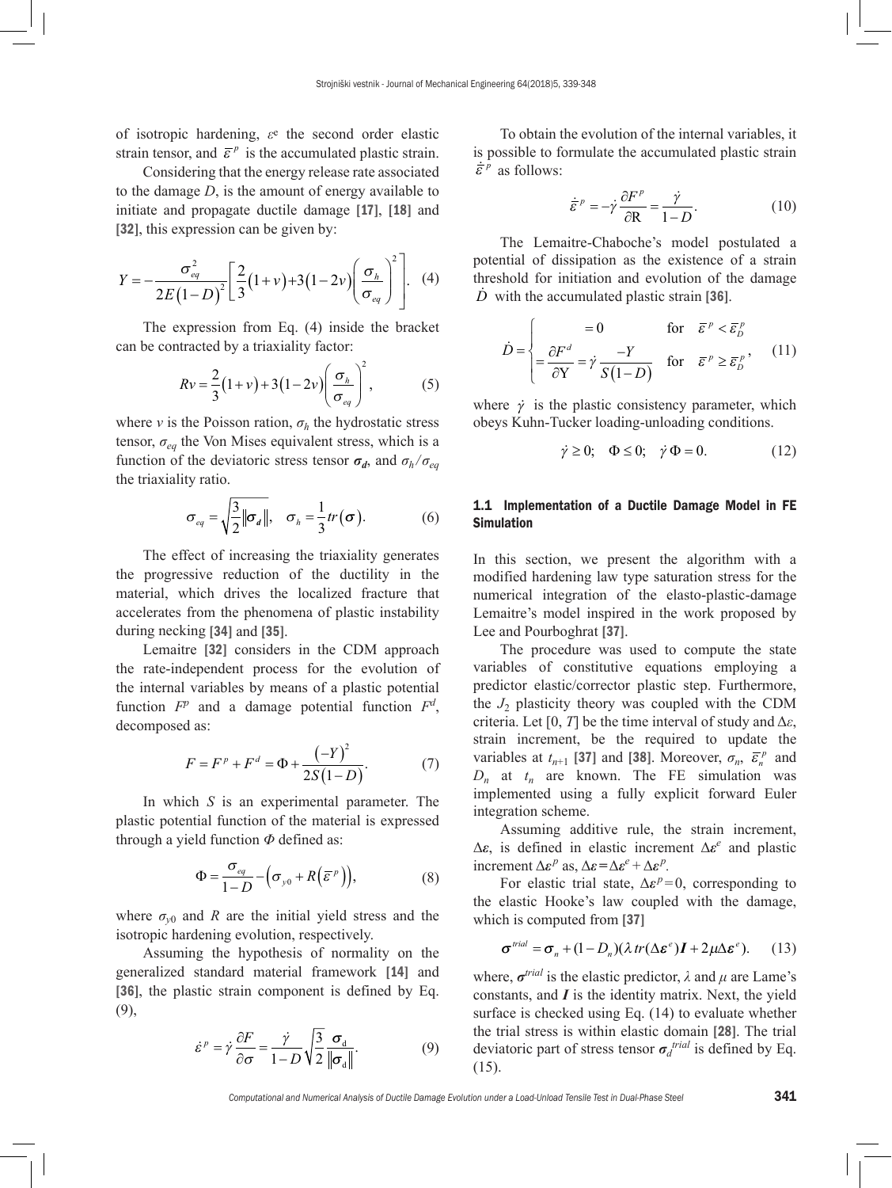of isotropic hardening, $\varepsilon^e$ the second order elastic strain tensor, and $\bar{\varepsilon}^p$ is the accumulated plastic strain.

Considering that the energy release rate associated to the damage $D$, is the amount of energy available to initiate and propagate ductile damage [17], [18] and [32], this expression can be given by:

$$Y = -\frac{\sigma_{eq}^2}{2E(1-D)^2}\left[\frac{2}{3}(1+v)+3(1-2v)\left(\frac{\sigma_h}{\sigma_{eq}}\right)^2\right]. \quad (4)$$

The expression from Eq. (4) inside the bracket can be contracted by a triaxiality factor:

$$Rv = \frac{2}{3}(1+v)+3(1-2v)\left(\frac{\sigma_h}{\sigma_{eq}}\right)^2, \quad (5)$$

where $v$ is the Poisson ration, $\sigma_h$ the hydrostatic stress tensor, $\sigma_{eq}$ the Von Mises equivalent stress, which is a function of the deviatoric stress tensor $\boldsymbol{\sigma_d}$, and $\sigma_h/\sigma_{eq}$ the triaxiality ratio.

$$\sigma_{eq} = \sqrt{\frac{3}{2}\|\boldsymbol{\sigma_d}\|}, \quad \sigma_h = \frac{1}{3}tr(\sigma). \quad (6)$$

The effect of increasing the triaxiality generates the progressive reduction of the ductility in the material, which drives the localized fracture that accelerates from the phenomena of plastic instability during necking [34] and [35].

Lemaitre [32] considers in the CDM approach the rate-independent process for the evolution of the internal variables by means of a plastic potential function $F^p$ and a damage potential function $F^d$, decomposed as:

$$F = F^p + F^d = \Phi + \frac{(-Y)^2}{2S(1-D)}. \quad (7)$$

In which $S$ is an experimental parameter. The plastic potential function of the material is expressed through a yield function $\Phi$ defined as:

$$\Phi = \frac{\sigma_{eq}}{1-D} - \left(\sigma_{y0} + R\left(\bar{\varepsilon}^p\right)\right), \quad (8)$$

where $\sigma_{y0}$ and $R$ are the initial yield stress and the isotropic hardening evolution, respectively.

Assuming the hypothesis of normality on the generalized standard material framework [14] and [36], the plastic strain component is defined by Eq. (9),

$$\dot{\varepsilon}^p = \dot{\gamma}\frac{\partial F}{\partial \sigma} = \frac{\dot{\gamma}}{1-D}\sqrt{\frac{3}{2}}\frac{\boldsymbol{\sigma}_d}{\|\boldsymbol{\sigma}_d\|}. \quad (9)$$

To obtain the evolution of the internal variables, it is possible to formulate the accumulated plastic strain $\dot{\bar{\varepsilon}}^p$ as follows:

$$\dot{\bar{\varepsilon}}^p = -\dot{\gamma}\frac{\partial F^p}{\partial \mathrm{R}} = \frac{\dot{\gamma}}{1-D}. \quad (10)$$

The Lemaitre-Chaboche's model postulated a potential of dissipation as the existence of a strain threshold for initiation and evolution of the damage $\dot{D}$ with the accumulated plastic strain [36].

$$\dot{D} = \begin{cases} = 0 & \text{for} \quad \bar{\varepsilon}^p < \bar{\varepsilon}_D^p \\ = \dfrac{\partial F^d}{\partial \mathrm{Y}} = \dot{\gamma}\dfrac{-Y}{S(1-D)} & \text{for} \quad \bar{\varepsilon}^p \geq \bar{\varepsilon}_D^p \end{cases}, \quad (11)$$

where $\dot{\gamma}$ is the plastic consistency parameter, which obeys Kuhn-Tucker loading-unloading conditions.

$$\dot{\gamma} \geq 0; \quad \Phi \leq 0; \quad \dot{\gamma}\,\Phi = 0. \quad (12)$$

### 1.1 Implementation of a Ductile Damage Model in FE Simulation

In this section, we present the algorithm with a modified hardening law type saturation stress for the numerical integration of the elasto-plastic-damage Lemaitre's model inspired in the work proposed by Lee and Pourboghrat [37].

The procedure was used to compute the state variables of constitutive equations employing a predictor elastic/corrector plastic step. Furthermore, the $J_2$ plasticity theory was coupled with the CDM criteria. Let $[0, T]$ be the time interval of study and $\Delta\varepsilon$, strain increment, be the required to update the variables at $t_{n+1}$ [37] and [38]. Moreover, $\sigma_n$, $\bar{\varepsilon}_n^p$ and $D_n$ at $t_n$ are known. The FE simulation was implemented using a fully explicit forward Euler integration scheme.

Assuming additive rule, the strain increment, $\Delta\boldsymbol{\varepsilon}$, is defined in elastic increment $\Delta\boldsymbol{\varepsilon}^e$ and plastic increment $\Delta\boldsymbol{\varepsilon}^p$ as, $\Delta\boldsymbol{\varepsilon} = \Delta\boldsymbol{\varepsilon}^e + \Delta\boldsymbol{\varepsilon}^p$.

For elastic trial state, $\Delta\varepsilon^p = 0$, corresponding to the elastic Hooke's law coupled with the damage, which is computed from [37]

$$\boldsymbol{\sigma}^{trial} = \boldsymbol{\sigma}_n + (1-D_n)(\lambda\, tr(\Delta\boldsymbol{\varepsilon}^e)\boldsymbol{I} + 2\mu\Delta\boldsymbol{\varepsilon}^e). \quad (13)$$

where, $\boldsymbol{\sigma}^{trial}$ is the elastic predictor, $\lambda$ and $\mu$ are Lame's constants, and $\boldsymbol{I}$ is the identity matrix. Next, the yield surface is checked using Eq. (14) to evaluate whether the trial stress is within elastic domain [28]. The trial deviatoric part of stress tensor $\boldsymbol{\sigma}_d^{trial}$ is defined by Eq. (15).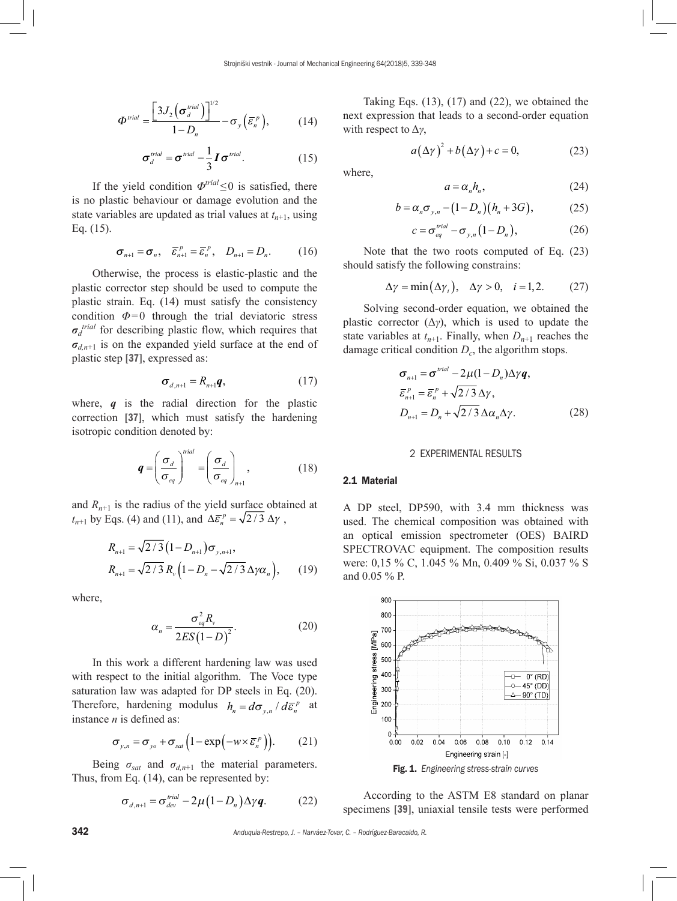$$\Phi^{trial} = \frac{\left[3J_2\left(\boldsymbol{\sigma}_d^{trial}\right)\right]^{1/2}}{1-D_n} - \sigma_y\left(\bar{\varepsilon}_n^p\right), \qquad (14)$$

$$\boldsymbol{\sigma}_d^{trial} = \boldsymbol{\sigma}^{trial} - \frac{1}{3}\boldsymbol{I}\boldsymbol{\sigma}^{trial}. \qquad (15)$$

If the yield condition $\Phi^{trial} \leq 0$ is satisfied, there is no plastic behaviour or damage evolution and the state variables are updated as trial values at $t_{n+1}$, using Eq. (15).

$$\boldsymbol{\sigma}_{n+1} = \boldsymbol{\sigma}_n, \quad \bar{\varepsilon}_{n+1}^p = \bar{\varepsilon}_n^p, \quad D_{n+1} = D_n. \qquad (16)$$

Otherwise, the process is elastic-plastic and the plastic corrector step should be used to compute the plastic strain. Eq. (14) must satisfy the consistency condition $\Phi = 0$ through the trial deviatoric stress $\boldsymbol{\sigma}_d^{trial}$ for describing plastic flow, which requires that $\boldsymbol{\sigma}_{d,n+1}$ is on the expanded yield surface at the end of plastic step [37], expressed as:

$$\boldsymbol{\sigma}_{d,n+1} = R_{n+1}\boldsymbol{q}, \qquad (17)$$

where, $\boldsymbol{q}$ is the radial direction for the plastic correction [37], which must satisfy the hardening isotropic condition denoted by:

$$\boldsymbol{q} = \left(\frac{\sigma_d}{\sigma_{eq}}\right)^{trial} = \left(\frac{\sigma_d}{\sigma_{eq}}\right)_{n+1}, \qquad (18)$$

and $R_{n+1}$ is the radius of the yield surface obtained at $t_{n+1}$ by Eqs. (4) and (11), and $\Delta\bar{\varepsilon}_n^p = \sqrt{2/3}\,\Delta\gamma$,

$$R_{n+1} = \sqrt{2/3}\left(1-D_{n+1}\right)\sigma_{y,n+1},$$
$$R_{n+1} = \sqrt{2/3}\,R_v\left(1-D_n-\sqrt{2/3}\,\Delta\gamma\alpha_n\right), \qquad (19)$$

where,

$$\alpha_n = \frac{\sigma_{eq}^2 R_v}{2ES\left(1-D\right)^2}. \qquad (20)$$

In this work a different hardening law was used with respect to the initial algorithm. The Voce type saturation law was adapted for DP steels in Eq. (20). Therefore, hardening modulus $h_n = d\sigma_{y,n}/d\bar{\varepsilon}_n^p$ at instance $n$ is defined as:

$$\sigma_{y,n} = \sigma_{yo} + \sigma_{sat}\left(1-\exp\left(-w\times\bar{\varepsilon}_n^p\right)\right). \qquad (21)$$

Being $\sigma_{sat}$ and $\sigma_{d,n+1}$ the material parameters. Thus, from Eq. (14), can be represented by:

$$\sigma_{d,n+1} = \sigma_{dev}^{trial} - 2\mu\left(1-D_n\right)\Delta\gamma\boldsymbol{q}. \qquad (22)$$

Taking Eqs. (13), (17) and (22), we obtained the next expression that leads to a second-order equation with respect to $\Delta\gamma$,

$$a\left(\Delta\gamma\right)^2 + b\left(\Delta\gamma\right) + c = 0, \qquad (23)$$

where,

$$a = \alpha_n h_n, \qquad (24)$$

$$b = \alpha_n\sigma_{y,n} - \left(1-D_n\right)\left(h_n + 3G\right), \qquad (25)$$

$$c = \sigma_{eq}^{trial} - \sigma_{y,n}\left(1-D_n\right), \qquad (26)$$

Note that the two roots computed of Eq. (23) should satisfy the following constrains:

$$\Delta\gamma = \min\left(\Delta\gamma_i\right), \quad \Delta\gamma > 0, \quad i = 1,2. \qquad (27)$$

Solving second-order equation, we obtained the plastic corrector ($\Delta\gamma$), which is used to update the state variables at $t_{n+1}$. Finally, when $D_{n+1}$ reaches the damage critical condition $D_c$, the algorithm stops.

$$\boldsymbol{\sigma}_{n+1} = \boldsymbol{\sigma}^{trial} - 2\mu(1-D_n)\Delta\gamma\boldsymbol{q},$$
$$\bar{\varepsilon}_{n+1}^p = \bar{\varepsilon}_n^p + \sqrt{2/3}\,\Delta\gamma,$$
$$D_{n+1} = D_n + \sqrt{2/3}\,\Delta\alpha_n\Delta\gamma. \qquad (28)$$

## 2 EXPERIMENTAL RESULTS

### 2.1 Material

A DP steel, DP590, with 3.4 mm thickness was used. The chemical composition was obtained with an optical emission spectrometer (OES) BAIRD SPECTROVAC equipment. The composition results were: 0,15 % C, 1.045 % Mn, 0.409 % Si, 0.037 % S and 0.05 % P.

**Fig. 1.** *Engineering stress-strain curves*

According to the ASTM E8 standard on planar specimens [39], uniaxial tensile tests were performed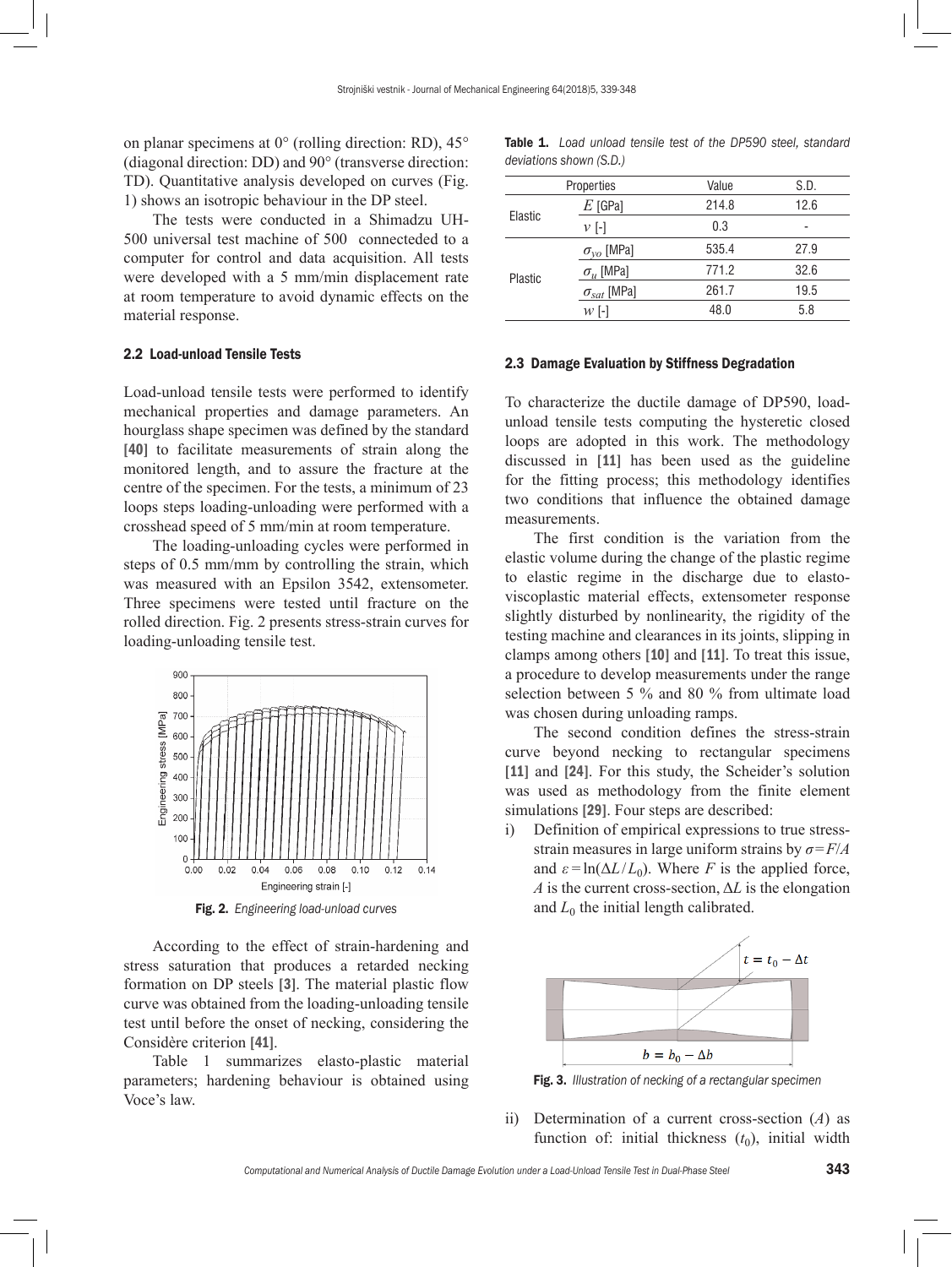on planar specimens at 0° (rolling direction: RD), 45° (diagonal direction: DD) and 90° (transverse direction: TD). Quantitative analysis developed on curves (Fig. 1) shows an isotropic behaviour in the DP steel.

The tests were conducted in a Shimadzu UH-500 universal test machine of 500 connecteded to a computer for control and data acquisition. All tests were developed with a 5 mm/min displacement rate at room temperature to avoid dynamic effects on the material response.

### 2.2 Load-unload Tensile Tests

Load-unload tensile tests were performed to identify mechanical properties and damage parameters. An hourglass shape specimen was defined by the standard [40] to facilitate measurements of strain along the monitored length, and to assure the fracture at the centre of the specimen. For the tests, a minimum of 23 loops steps loading-unloading were performed with a crosshead speed of 5 mm/min at room temperature.

The loading-unloading cycles were performed in steps of 0.5 mm/mm by controlling the strain, which was measured with an Epsilon 3542, extensometer. Three specimens were tested until fracture on the rolled direction. Fig. 2 presents stress-strain curves for loading-unloading tensile test.

**Fig. 2.** *Engineering load-unload curves*

According to the effect of strain-hardening and stress saturation that produces a retarded necking formation on DP steels [3]. The material plastic flow curve was obtained from the loading-unloading tensile test until before the onset of necking, considering the Considère criterion [41].

Table 1 summarizes elasto-plastic material parameters; hardening behaviour is obtained using Voce's law.

**Table 1.** *Load unload tensile test of the DP590 steel, standard deviations shown (S.D.)*

| Properties | | Value | S.D. |
|---|---|---|---|
| Elastic | $E$ [GPa] | 214.8 | 12.6 |
| | $v$ [-] | 0.3 | - |
| Plastic | $\sigma_{yo}$ [MPa] | 535.4 | 27.9 |
| | $\sigma_u$ [MPa] | 771.2 | 32.6 |
| | $\sigma_{sat}$ [MPa] | 261.7 | 19.5 |
| | $w$ [-] | 48.0 | 5.8 |

### 2.3 Damage Evaluation by Stiffness Degradation

To characterize the ductile damage of DP590, load-unload tensile tests computing the hysteretic closed loops are adopted in this work. The methodology discussed in [11] has been used as the guideline for the fitting process; this methodology identifies two conditions that influence the obtained damage measurements.

The first condition is the variation from the elastic volume during the change of the plastic regime to elastic regime in the discharge due to elasto-viscoplastic material effects, extensometer response slightly disturbed by nonlinearity, the rigidity of the testing machine and clearances in its joints, slipping in clamps among others [10] and [11]. To treat this issue, a procedure to develop measurements under the range selection between 5 % and 80 % from ultimate load was chosen during unloading ramps.

The second condition defines the stress-strain curve beyond necking to rectangular specimens [11] and [24]. For this study, the Scheider's solution was used as methodology from the finite element simulations [29]. Four steps are described:

i) Definition of empirical expressions to true stress-strain measures in large uniform strains by $\sigma=F/A$ and $\varepsilon=\ln(\Delta L/L_0)$. Where $F$ is the applied force, $A$ is the current cross-section, $\Delta L$ is the elongation and $L_0$ the initial length calibrated.

**Fig. 3.** *Illustration of necking of a rectangular specimen*

ii) Determination of a current cross-section ($A$) as function of: initial thickness ($t_0$), initial width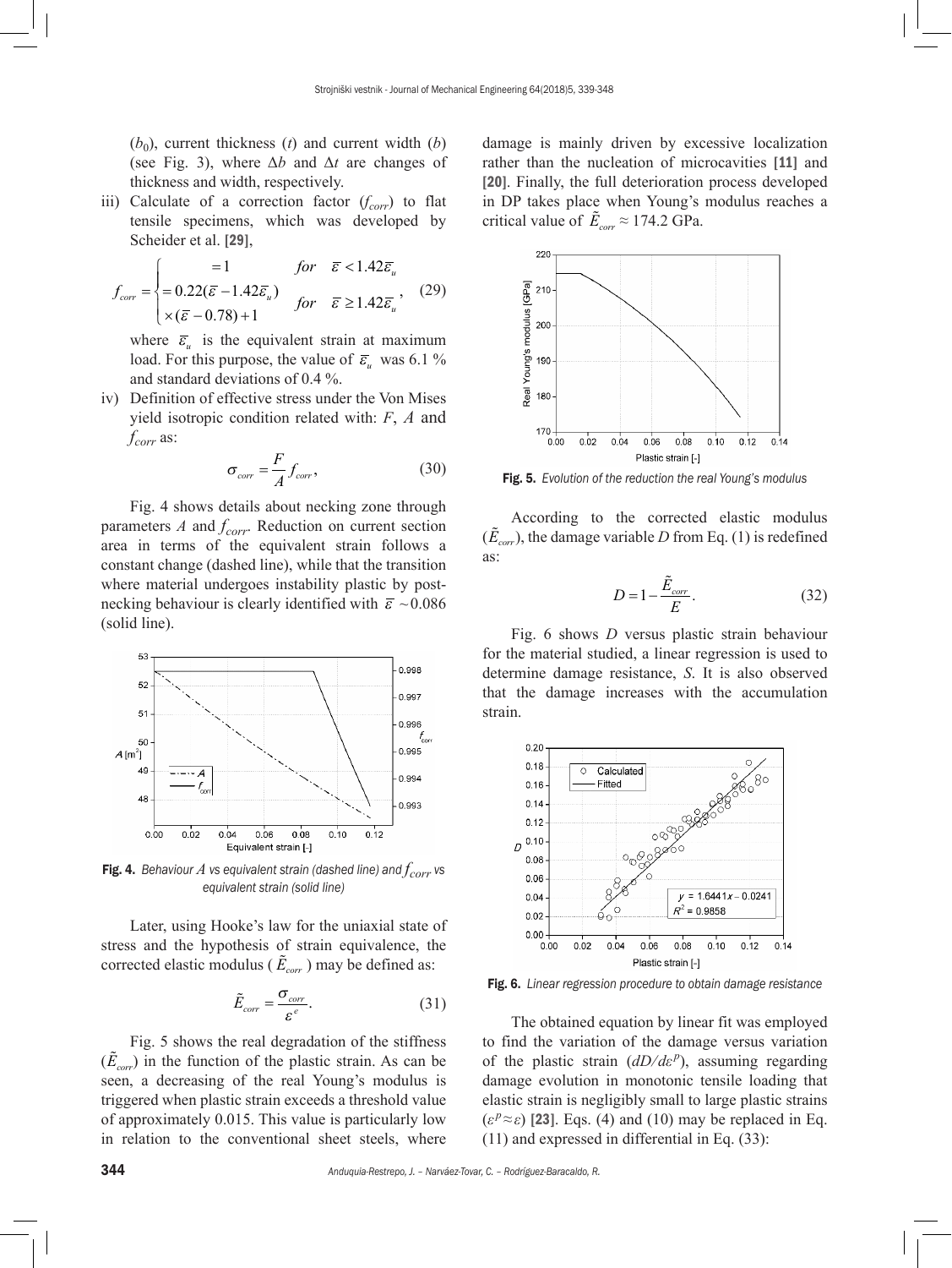($b_0$), current thickness ($t$) and current width ($b$) (see Fig. 3), where $\Delta b$ and $\Delta t$ are changes of thickness and width, respectively.

iii) Calculate of a correction factor ($f_{corr}$) to flat tensile specimens, which was developed by Scheider et al. [29],

$$f_{corr} = \begin{cases} = 1 & for \quad \bar{\varepsilon} < 1.42\bar{\varepsilon}_u \\ = 0.22(\bar{\varepsilon} - 1.42\bar{\varepsilon}_u) \\ \times(\bar{\varepsilon} - 0.78) + 1 & for \quad \bar{\varepsilon} \geq 1.42\bar{\varepsilon}_u \end{cases}, \quad (29)$$

where $\bar{\varepsilon}_u$ is the equivalent strain at maximum load. For this purpose, the value of $\bar{\varepsilon}_u$ was 6.1 % and standard deviations of 0.4 %.

iv) Definition of effective stress under the Von Mises yield isotropic condition related with: $F$, $A$ and $f_{corr}$ as:

$$\sigma_{corr} = \frac{F}{A} f_{corr}, \quad (30)$$

Fig. 4 shows details about necking zone through parameters $A$ and $f_{corr}$. Reduction on current section area in terms of the equivalent strain follows a constant change (dashed line), while that the transition where material undergoes instability plastic by post-necking behaviour is clearly identified with $\bar{\varepsilon} \sim 0.086$ (solid line).

**Fig. 4.** *Behaviour $A$ vs equivalent strain (dashed line) and $f_{corr}$ vs equivalent strain (solid line)*

Later, using Hooke's law for the uniaxial state of stress and the hypothesis of strain equivalence, the corrected elastic modulus ($\tilde{E}_{corr}$) may be defined as:

$$\tilde{E}_{corr} = \frac{\sigma_{corr}}{\varepsilon^e}. \quad (31)$$

Fig. 5 shows the real degradation of the stiffness ($\tilde{E}_{corr}$) in the function of the plastic strain. As can be seen, a decreasing of the real Young's modulus is triggered when plastic strain exceeds a threshold value of approximately 0.015. This value is particularly low in relation to the conventional sheet steels, where damage is mainly driven by excessive localization rather than the nucleation of microcavities [11] and [20]. Finally, the full deterioration process developed in DP takes place when Young's modulus reaches a critical value of $\tilde{E}_{corr} \approx 174.2$ GPa.

**Fig. 5.** *Evolution of the reduction the real Young's modulus*

According to the corrected elastic modulus ($\tilde{E}_{corr}$), the damage variable $D$ from Eq. (1) is redefined as:

$$D = 1 - \frac{\tilde{E}_{corr}}{E}. \quad (32)$$

Fig. 6 shows $D$ versus plastic strain behaviour for the material studied, a linear regression is used to determine damage resistance, $S$. It is also observed that the damage increases with the accumulation strain.

**Fig. 6.** *Linear regression procedure to obtain damage resistance*

The obtained equation by linear fit was employed to find the variation of the damage versus variation of the plastic strain ($dD/d\varepsilon^p$), assuming regarding damage evolution in monotonic tensile loading that elastic strain is negligibly small to large plastic strains ($\varepsilon^p \approx \varepsilon$) [23]. Eqs. (4) and (10) may be replaced in Eq. (11) and expressed in differential in Eq. (33):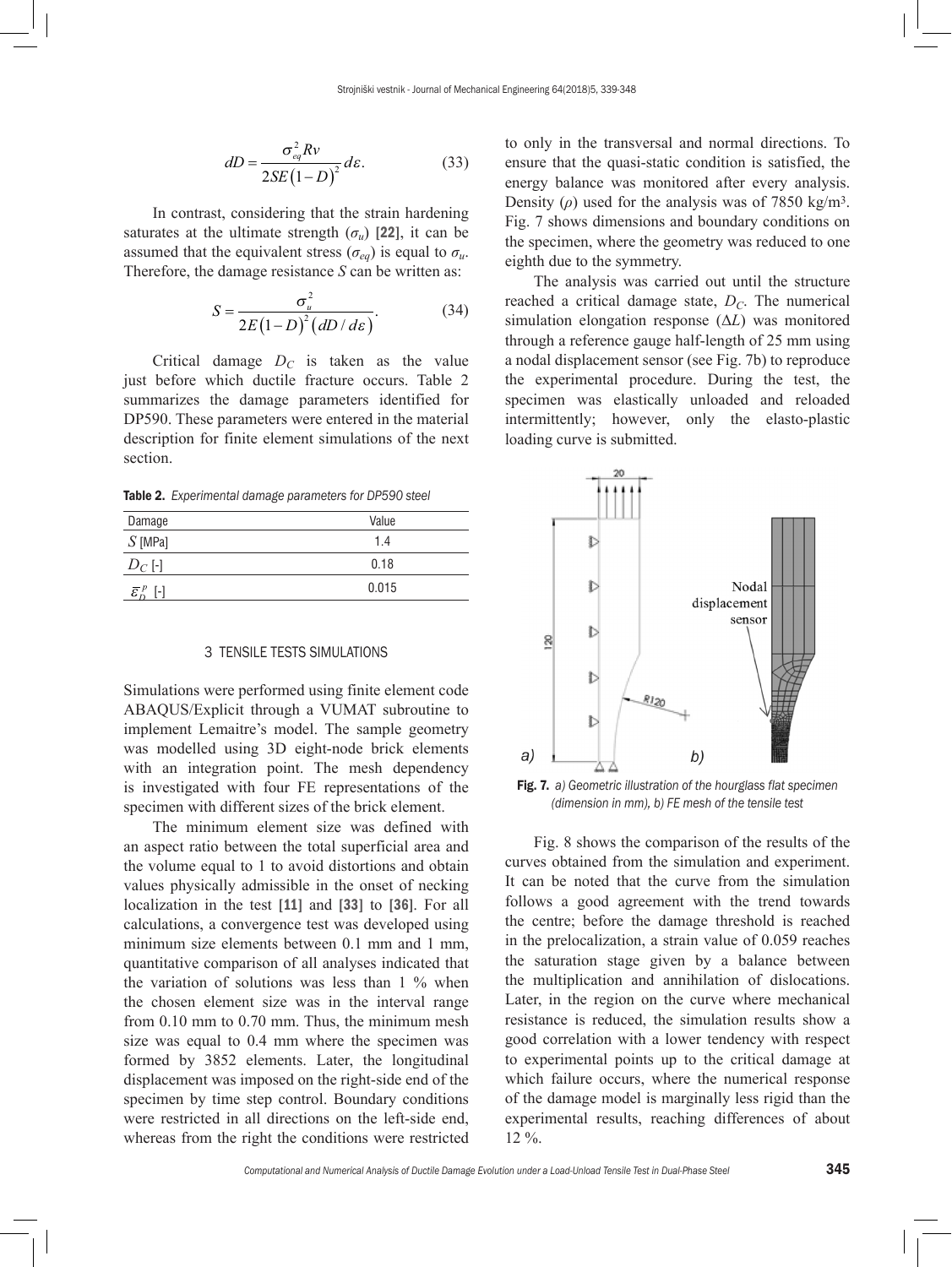$$dD = \frac{\sigma_{eq}^2 Rv}{2SE(1-D)^2} d\varepsilon. \tag{33}$$

In contrast, considering that the strain hardening saturates at the ultimate strength ($\sigma_u$) [22], it can be assumed that the equivalent stress ($\sigma_{eq}$) is equal to $\sigma_u$. Therefore, the damage resistance $S$ can be written as:

$$S = \frac{\sigma_u^2}{2E(1-D)^2 (dD/d\varepsilon)}. \tag{34}$$

Critical damage $D_C$ is taken as the value just before which ductile fracture occurs. Table 2 summarizes the damage parameters identified for DP590. These parameters were entered in the material description for finite element simulations of the next section.

**Table 2.** *Experimental damage parameters for DP590 steel*

| Damage | Value |
|---|---|
| $S$ [MPa] | 1.4 |
| $D_C$ [-] | 0.18 |
| $\bar{\varepsilon}_D^p$ [-] | 0.015 |

## 3 TENSILE TESTS SIMULATIONS

Simulations were performed using finite element code ABAQUS/Explicit through a VUMAT subroutine to implement Lemaitre's model. The sample geometry was modelled using 3D eight-node brick elements with an integration point. The mesh dependency is investigated with four FE representations of the specimen with different sizes of the brick element.

The minimum element size was defined with an aspect ratio between the total superficial area and the volume equal to 1 to avoid distortions and obtain values physically admissible in the onset of necking localization in the test [11] and [33] to [36]. For all calculations, a convergence test was developed using minimum size elements between 0.1 mm and 1 mm, quantitative comparison of all analyses indicated that the variation of solutions was less than 1 % when the chosen element size was in the interval range from 0.10 mm to 0.70 mm. Thus, the minimum mesh size was equal to 0.4 mm where the specimen was formed by 3852 elements. Later, the longitudinal displacement was imposed on the right-side end of the specimen by time step control. Boundary conditions were restricted in all directions on the left-side end, whereas from the right the conditions were restricted to only in the transversal and normal directions. To ensure that the quasi-static condition is satisfied, the energy balance was monitored after every analysis. Density ($\rho$) used for the analysis was of 7850 kg/m³. Fig. 7 shows dimensions and boundary conditions on the specimen, where the geometry was reduced to one eighth due to the symmetry.

The analysis was carried out until the structure reached a critical damage state, $D_C$. The numerical simulation elongation response ($\Delta L$) was monitored through a reference gauge half-length of 25 mm using a nodal displacement sensor (see Fig. 7b) to reproduce the experimental procedure. During the test, the specimen was elastically unloaded and reloaded intermittently; however, only the elasto-plastic loading curve is submitted.

**Fig. 7.** *a) Geometric illustration of the hourglass flat specimen (dimension in mm), b) FE mesh of the tensile test*

Fig. 8 shows the comparison of the results of the curves obtained from the simulation and experiment. It can be noted that the curve from the simulation follows a good agreement with the trend towards the centre; before the damage threshold is reached in the prelocalization, a strain value of 0.059 reaches the saturation stage given by a balance between the multiplication and annihilation of dislocations. Later, in the region on the curve where mechanical resistance is reduced, the simulation results show a good correlation with a lower tendency with respect to experimental points up to the critical damage at which failure occurs, where the numerical response of the damage model is marginally less rigid than the experimental results, reaching differences of about 12 %.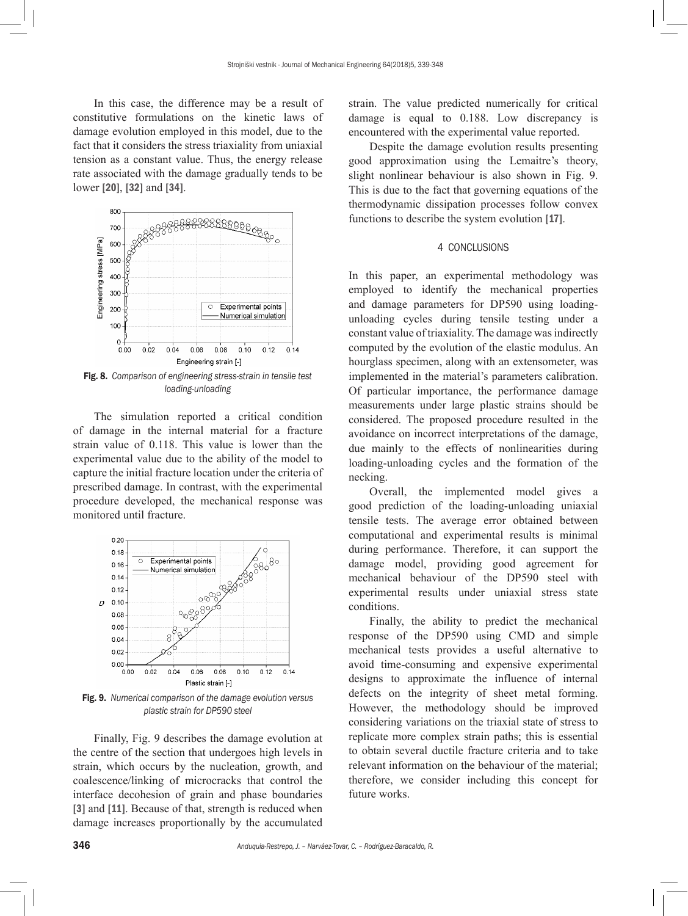In this case, the difference may be a result of constitutive formulations on the kinetic laws of damage evolution employed in this model, due to the fact that it considers the stress triaxiality from uniaxial tension as a constant value. Thus, the energy release rate associated with the damage gradually tends to be lower [20], [32] and [34].

**Fig. 8.** *Comparison of engineering stress-strain in tensile test loading-unloading*

The simulation reported a critical condition of damage in the internal material for a fracture strain value of 0.118. This value is lower than the experimental value due to the ability of the model to capture the initial fracture location under the criteria of prescribed damage. In contrast, with the experimental procedure developed, the mechanical response was monitored until fracture.

**Fig. 9.** *Numerical comparison of the damage evolution versus plastic strain for DP590 steel*

Finally, Fig. 9 describes the damage evolution at the centre of the section that undergoes high levels in strain, which occurs by the nucleation, growth, and coalescence/linking of microcracks that control the interface decohesion of grain and phase boundaries [3] and [11]. Because of that, strength is reduced when damage increases proportionally by the accumulated strain. The value predicted numerically for critical damage is equal to 0.188. Low discrepancy is encountered with the experimental value reported.

Despite the damage evolution results presenting good approximation using the Lemaitre's theory, slight nonlinear behaviour is also shown in Fig. 9. This is due to the fact that governing equations of the thermodynamic dissipation processes follow convex functions to describe the system evolution [17].

## 4 CONCLUSIONS

In this paper, an experimental methodology was employed to identify the mechanical properties and damage parameters for DP590 using loading-unloading cycles during tensile testing under a constant value of triaxiality. The damage was indirectly computed by the evolution of the elastic modulus. An hourglass specimen, along with an extensometer, was implemented in the material's parameters calibration. Of particular importance, the performance damage measurements under large plastic strains should be considered. The proposed procedure resulted in the avoidance on incorrect interpretations of the damage, due mainly to the effects of nonlinearities during loading-unloading cycles and the formation of the necking.

Overall, the implemented model gives a good prediction of the loading-unloading uniaxial tensile tests. The average error obtained between computational and experimental results is minimal during performance. Therefore, it can support the damage model, providing good agreement for mechanical behaviour of the DP590 steel with experimental results under uniaxial stress state conditions.

Finally, the ability to predict the mechanical response of the DP590 using CMD and simple mechanical tests provides a useful alternative to avoid time-consuming and expensive experimental designs to approximate the influence of internal defects on the integrity of sheet metal forming. However, the methodology should be improved considering variations on the triaxial state of stress to replicate more complex strain paths; this is essential to obtain several ductile fracture criteria and to take relevant information on the behaviour of the material; therefore, we consider including this concept for future works.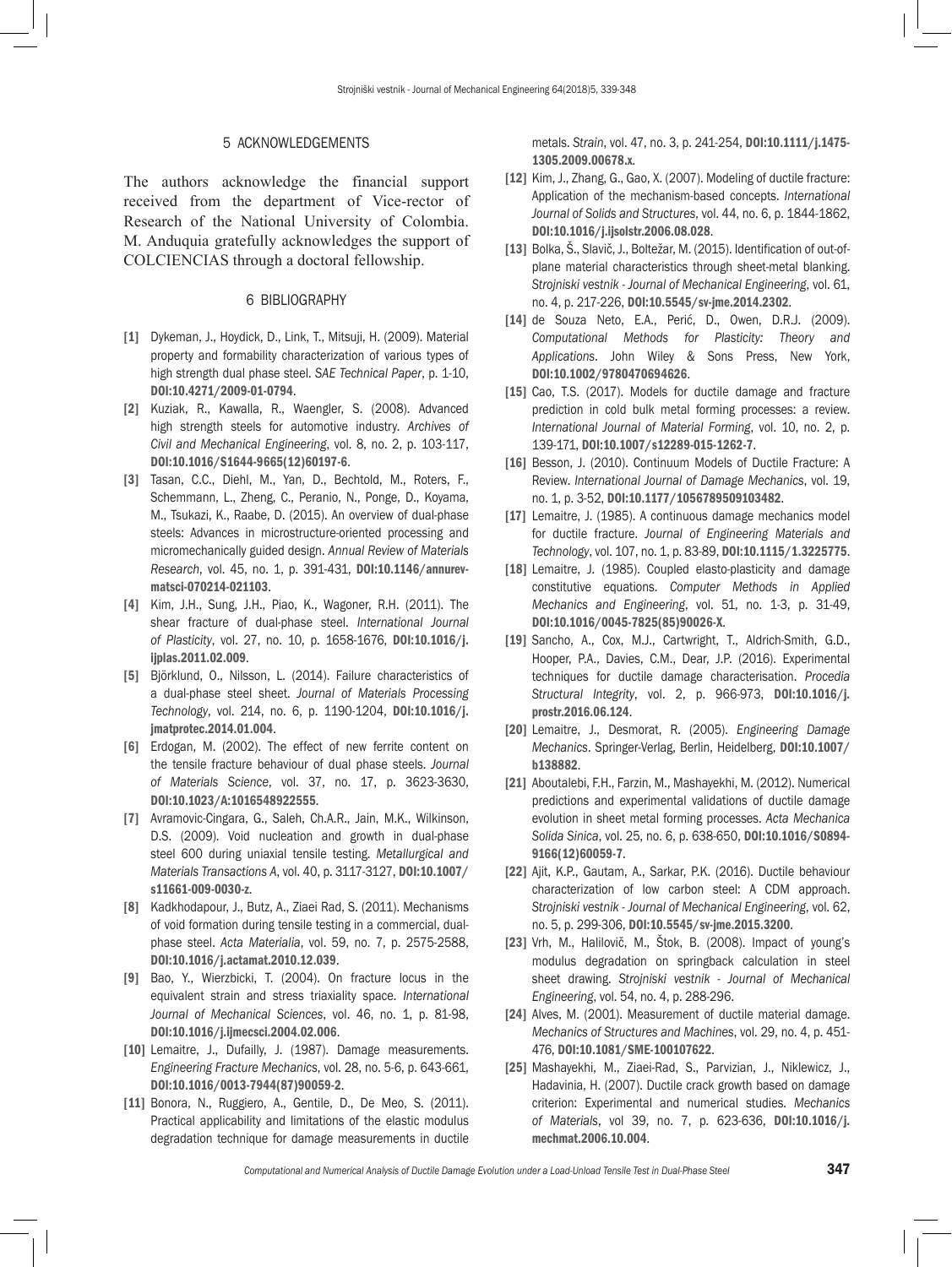## 5 ACKNOWLEDGEMENTS

The authors acknowledge the financial support received from the department of Vice-rector of Research of the National University of Colombia. M. Anduquia gratefully acknowledges the support of COLCIENCIAS through a doctoral fellowship.

## 6 BIBLIOGRAPHY

[1] Dykeman, J., Hoydick, D., Link, T., Mitsuji, H. (2009). Material property and formability characterization of various types of high strength dual phase steel. *SAE Technical Paper*, p. 1-10, **DOI:10.4271/2009-01-0794**.

[2] Kuziak, R., Kawalla, R., Waengler, S. (2008). Advanced high strength steels for automotive industry. *Archives of Civil and Mechanical Engineering*, vol. 8, no. 2, p. 103-117, **DOI:10.1016/S1644-9665(12)60197-6**.

[3] Tasan, C.C., Diehl, M., Yan, D., Bechtold, M., Roters, F., Schemmann, L., Zheng, C., Peranio, N., Ponge, D., Koyama, M., Tsukazi, K., Raabe, D. (2015). An overview of dual-phase steels: Advances in microstructure-oriented processing and micromechanically guided design. *Annual Review of Materials Research*, vol. 45, no. 1, p. 391-431, **DOI:10.1146/annurev-matsci-070214-021103**.

[4] Kim, J.H., Sung, J.H., Piao, K., Wagoner, R.H. (2011). The shear fracture of dual-phase steel. *International Journal of Plasticity*, vol. 27, no. 10, p. 1658-1676, **DOI:10.1016/j.ijplas.2011.02.009**.

[5] Björklund, O., Nilsson, L. (2014). Failure characteristics of a dual-phase steel sheet. *Journal of Materials Processing Technology*, vol. 214, no. 6, p. 1190-1204, **DOI:10.1016/j.jmatprotec.2014.01.004**.

[6] Erdogan, M. (2002). The effect of new ferrite content on the tensile fracture behaviour of dual phase steels. *Journal of Materials Science*, vol. 37, no. 17, p. 3623-3630, **DOI:10.1023/A:1016548922555**.

[7] Avramovic-Cingara, G., Saleh, Ch.A.R., Jain, M.K., Wilkinson, D.S. (2009). Void nucleation and growth in dual-phase steel 600 during uniaxial tensile testing. *Metallurgical and Materials Transactions A*, vol. 40, p. 3117-3127, **DOI:10.1007/s11661-009-0030-z**.

[8] Kadkhodapour, J., Butz, A., Ziaei Rad, S. (2011). Mechanisms of void formation during tensile testing in a commercial, dual-phase steel. *Acta Materialia*, vol. 59, no. 7, p. 2575-2588, **DOI:10.1016/j.actamat.2010.12.039**.

[9] Bao, Y., Wierzbicki, T. (2004). On fracture locus in the equivalent strain and stress triaxiality space. *International Journal of Mechanical Sciences*, vol. 46, no. 1, p. 81-98, **DOI:10.1016/j.ijmecsci.2004.02.006**.

[10] Lemaitre, J., Dufailly, J. (1987). Damage measurements. *Engineering Fracture Mechanics*, vol. 28, no. 5-6, p. 643-661, **DOI:10.1016/0013-7944(87)90059-2**.

[11] Bonora, N., Ruggiero, A., Gentile, D., De Meo, S. (2011). Practical applicability and limitations of the elastic modulus degradation technique for damage measurements in ductile metals. *Strain*, vol. 47, no. 3, p. 241-254, **DOI:10.1111/j.1475-1305.2009.00678.x**.

[12] Kim, J., Zhang, G., Gao, X. (2007). Modeling of ductile fracture: Application of the mechanism-based concepts. *International Journal of Solids and Structures*, vol. 44, no. 6, p. 1844-1862, **DOI:10.1016/j.ijsolstr.2006.08.028**.

[13] Bolka, Š., Slavič, J., Boltežar, M. (2015). Identification of out-of-plane material characteristics through sheet-metal blanking. *Strojniski vestnik - Journal of Mechanical Engineering*, vol. 61, no. 4, p. 217-226, **DOI:10.5545/sv-jme.2014.2302**.

[14] de Souza Neto, E.A., Perić, D., Owen, D.R.J. (2009). *Computational Methods for Plasticity: Theory and Applications*. John Wiley & Sons Press, New York, **DOI:10.1002/9780470694626**.

[15] Cao, T.S. (2017). Models for ductile damage and fracture prediction in cold bulk metal forming processes: a review. *International Journal of Material Forming*, vol. 10, no. 2, p. 139-171, **DOI:10.1007/s12289-015-1262-7**.

[16] Besson, J. (2010). Continuum Models of Ductile Fracture: A Review. *International Journal of Damage Mechanics*, vol. 19, no. 1, p. 3-52, **DOI:10.1177/1056789509103482**.

[17] Lemaitre, J. (1985). A continuous damage mechanics model for ductile fracture. *Journal of Engineering Materials and Technology*, vol. 107, no. 1, p. 83-89, **DOI:10.1115/1.3225775**.

[18] Lemaitre, J. (1985). Coupled elasto-plasticity and damage constitutive equations. *Computer Methods in Applied Mechanics and Engineering*, vol. 51, no. 1-3, p. 31-49, **DOI:10.1016/0045-7825(85)90026-X**.

[19] Sancho, A., Cox, M.J., Cartwright, T., Aldrich-Smith, G.D., Hooper, P.A., Davies, C.M., Dear, J.P. (2016). Experimental techniques for ductile damage characterisation. *Procedia Structural Integrity*, vol. 2, p. 966-973, **DOI:10.1016/j.prostr.2016.06.124**.

[20] Lemaitre, J., Desmorat, R. (2005). *Engineering Damage Mechanics*. Springer-Verlag, Berlin, Heidelberg, **DOI:10.1007/b138882**.

[21] Aboutalebi, F.H., Farzin, M., Mashayekhi, M. (2012). Numerical predictions and experimental validations of ductile damage evolution in sheet metal forming processes. *Acta Mechanica Solida Sinica*, vol. 25, no. 6, p. 638-650, **DOI:10.1016/S0894-9166(12)60059-7**.

[22] Ajit, K.P., Gautam, A., Sarkar, P.K. (2016). Ductile behaviour characterization of low carbon steel: A CDM approach. *Strojniski vestnik - Journal of Mechanical Engineering*, vol. 62, no. 5, p. 299-306, **DOI:10.5545/sv-jme.2015.3200**.

[23] Vrh, M., Halilovič, M., Štok, B. (2008). Impact of young's modulus degradation on springback calculation in steel sheet drawing. *Strojniski vestnik - Journal of Mechanical Engineering*, vol. 54, no. 4, p. 288-296.

[24] Alves, M. (2001). Measurement of ductile material damage. *Mechanics of Structures and Machines*, vol. 29, no. 4, p. 451-476, **DOI:10.1081/SME-100107622**.

[25] Mashayekhi, M., Ziaei-Rad, S., Parvizian, J., Niklewicz, J., Hadavinia, H. (2007). Ductile crack growth based on damage criterion: Experimental and numerical studies. *Mechanics of Materials*, vol 39, no. 7, p. 623-636, **DOI:10.1016/j.mechmat.2006.10.004**.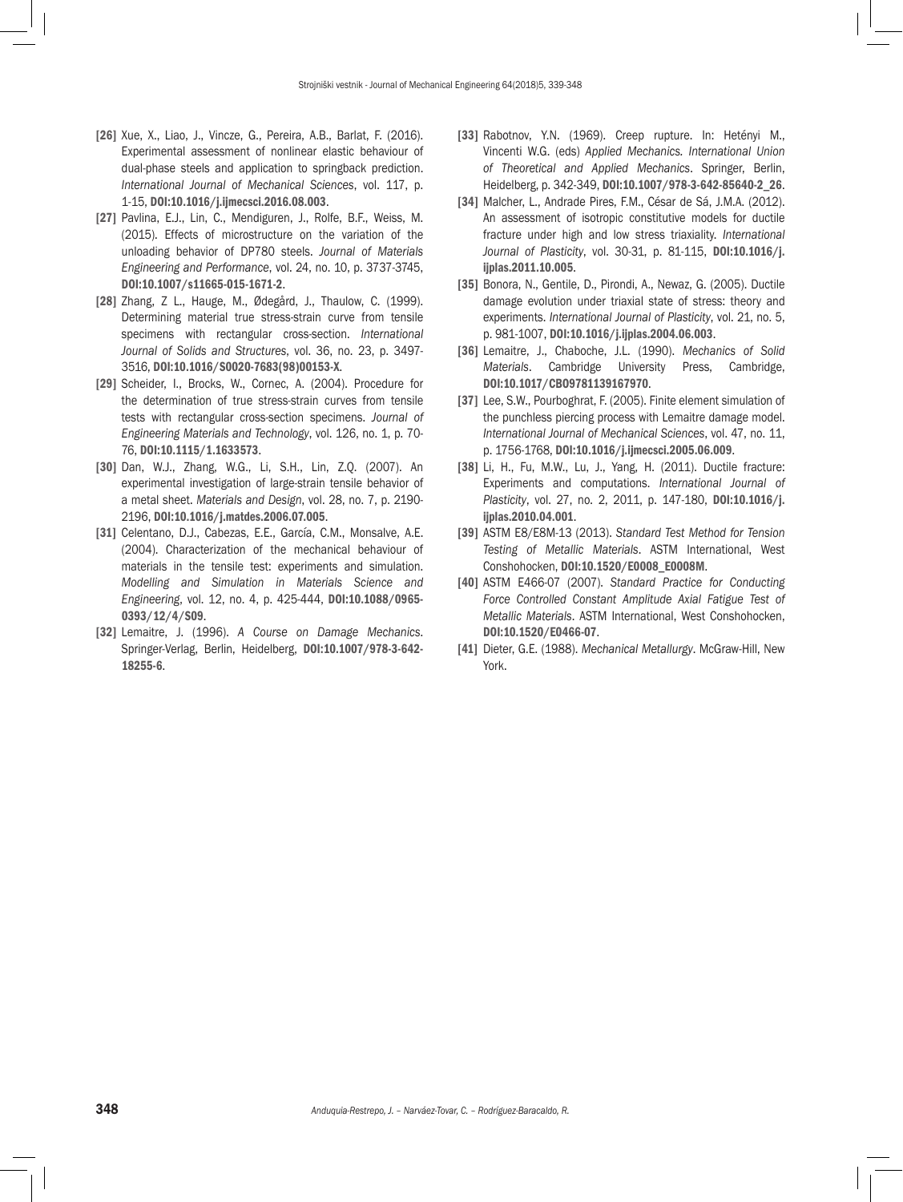[26] Xue, X., Liao, J., Vincze, G., Pereira, A.B., Barlat, F. (2016). Experimental assessment of nonlinear elastic behaviour of dual-phase steels and application to springback prediction. *International Journal of Mechanical Sciences*, vol. 117, p. 1-15, **DOI:10.1016/j.ijmecsci.2016.08.003**.

[27] Pavlina, E.J., Lin, C., Mendiguren, J., Rolfe, B.F., Weiss, M. (2015). Effects of microstructure on the variation of the unloading behavior of DP780 steels. *Journal of Materials Engineering and Performance*, vol. 24, no. 10, p. 3737-3745, **DOI:10.1007/s11665-015-1671-2**.

[28] Zhang, Z L., Hauge, M., Ødegård, J., Thaulow, C. (1999). Determining material true stress-strain curve from tensile specimens with rectangular cross-section. *International Journal of Solids and Structures*, vol. 36, no. 23, p. 3497-3516, **DOI:10.1016/S0020-7683(98)00153-X**.

[29] Scheider, I., Brocks, W., Cornec, A. (2004). Procedure for the determination of true stress-strain curves from tensile tests with rectangular cross-section specimens. *Journal of Engineering Materials and Technology*, vol. 126, no. 1, p. 70-76, **DOI:10.1115/1.1633573**.

[30] Dan, W.J., Zhang, W.G., Li, S.H., Lin, Z.Q. (2007). An experimental investigation of large-strain tensile behavior of a metal sheet. *Materials and Design*, vol. 28, no. 7, p. 2190-2196, **DOI:10.1016/j.matdes.2006.07.005**.

[31] Celentano, D.J., Cabezas, E.E., García, C.M., Monsalve, A.E. (2004). Characterization of the mechanical behaviour of materials in the tensile test: experiments and simulation. *Modelling and Simulation in Materials Science and Engineering*, vol. 12, no. 4, p. 425-444, **DOI:10.1088/0965-0393/12/4/S09**.

[32] Lemaitre, J. (1996). *A Course on Damage Mechanics*. Springer-Verlag, Berlin, Heidelberg, **DOI:10.1007/978-3-642-18255-6**.

[33] Rabotnov, Y.N. (1969). Creep rupture. In: Hetényi M., Vincenti W.G. (eds) *Applied Mechanics. International Union of Theoretical and Applied Mechanics*. Springer, Berlin, Heidelberg, p. 342-349, **DOI:10.1007/978-3-642-85640-2_26**.

[34] Malcher, L., Andrade Pires, F.M., César de Sá, J.M.A. (2012). An assessment of isotropic constitutive models for ductile fracture under high and low stress triaxiality. *International Journal of Plasticity*, vol. 30-31, p. 81-115, **DOI:10.1016/j.ijplas.2011.10.005**.

[35] Bonora, N., Gentile, D., Pirondi, A., Newaz, G. (2005). Ductile damage evolution under triaxial state of stress: theory and experiments. *International Journal of Plasticity*, vol. 21, no. 5, p. 981-1007, **DOI:10.1016/j.ijplas.2004.06.003**.

[36] Lemaitre, J., Chaboche, J.L. (1990). *Mechanics of Solid Materials*. Cambridge University Press, Cambridge, **DOI:10.1017/CBO9781139167970**.

[37] Lee, S.W., Pourboghrat, F. (2005). Finite element simulation of the punchless piercing process with Lemaitre damage model. *International Journal of Mechanical Sciences*, vol. 47, no. 11, p. 1756-1768, **DOI:10.1016/j.ijmecsci.2005.06.009**.

[38] Li, H., Fu, M.W., Lu, J., Yang, H. (2011). Ductile fracture: Experiments and computations. *International Journal of Plasticity*, vol. 27, no. 2, 2011, p. 147-180, **DOI:10.1016/j.ijplas.2010.04.001**.

[39] ASTM E8/E8M-13 (2013). *Standard Test Method for Tension Testing of Metallic Materials*. ASTM International, West Conshohocken, **DOI:10.1520/E0008_E0008M**.

[40] ASTM E466-07 (2007). *Standard Practice for Conducting Force Controlled Constant Amplitude Axial Fatigue Test of Metallic Materials*. ASTM International, West Conshohocken, **DOI:10.1520/E0466-07**.

[41] Dieter, G.E. (1988). *Mechanical Metallurgy*. McGraw-Hill, New York.